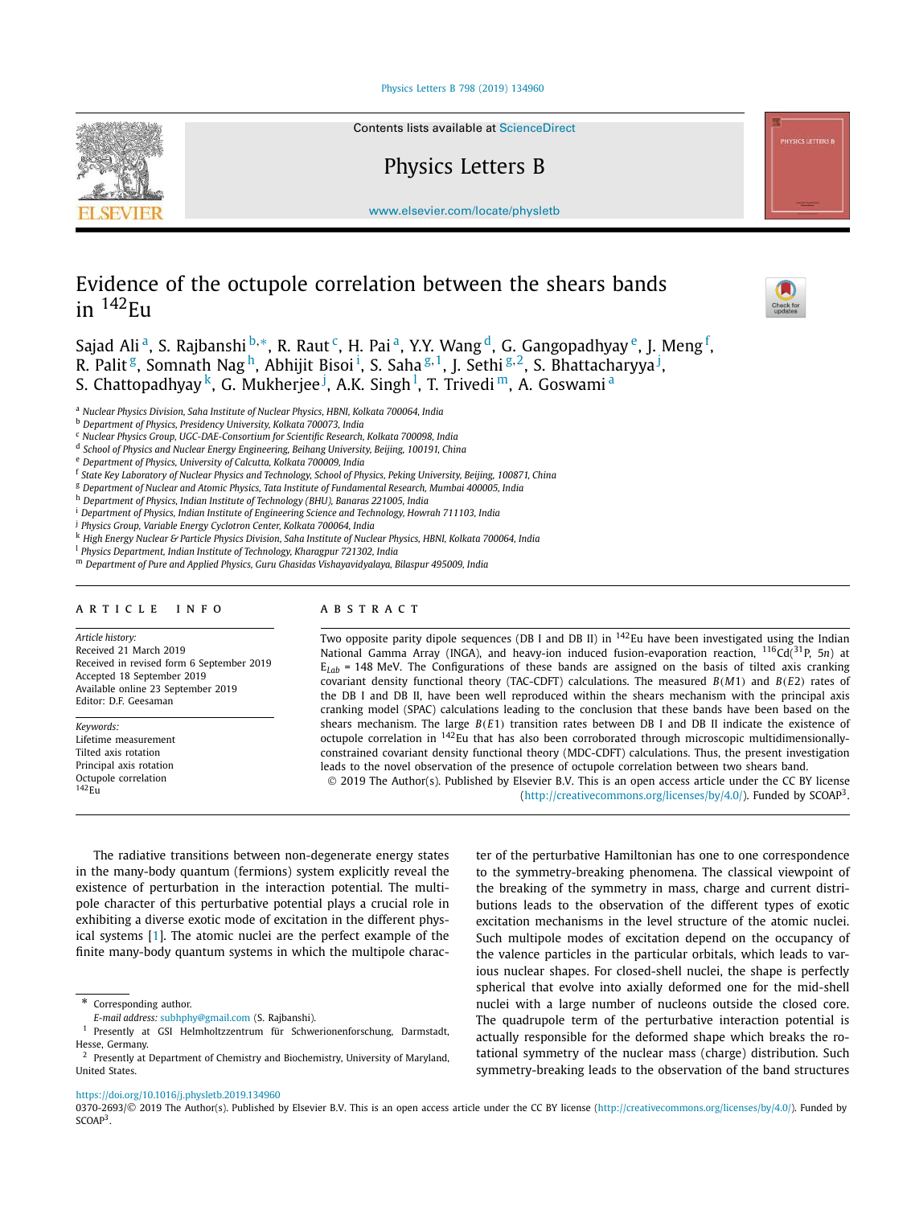# Evidence of the octupole correlation between the shears bands in $^{142}$Eu

Sajad Ali [a], S. Rajbanshi [b,*], R. Raut [c], H. Pai [a], Y.Y. Wang [d], G. Gangopadhyay [e], J. Meng [f], R. Palit [g], Somnath Nag [h], Abhijit Bisoi [i], S. Saha [g,1], J. Sethi [g,2], S. Bhattacharyya [j], S. Chattopadhyay [k], G. Mukherjee [j], A.K. Singh [l], T. Trivedi [m], A. Goswami [a]

[a] Nuclear Physics Division, Saha Institute of Nuclear Physics, HBNI, Kolkata 700064, India
[b] Department of Physics, Presidency University, Kolkata 700073, India
[c] Nuclear Physics Group, UGC-DAE-Consortium for Scientific Research, Kolkata 700098, India
[d] School of Physics and Nuclear Energy Engineering, Beihang University, Beijing, 100191, China
[e] Department of Physics, University of Calcutta, Kolkata 700009, India
[f] State Key Laboratory of Nuclear Physics and Technology, School of Physics, Peking University, Beijing, 100871, China
[g] Department of Nuclear and Atomic Physics, Tata Institute of Fundamental Research, Mumbai 400005, India
[h] Department of Physics, Indian Institute of Technology (BHU), Banaras 221005, India
[i] Department of Physics, Indian Institute of Engineering Science and Technology, Howrah 711103, India
[j] Physics Group, Variable Energy Cyclotron Center, Kolkata 700064, India
[k] High Energy Nuclear & Particle Physics Division, Saha Institute of Nuclear Physics, HBNI, Kolkata 700064, India
[l] Physics Department, Indian Institute of Technology, Kharagpur 721302, India
[m] Department of Pure and Applied Physics, Guru Ghasidas Vishayavidyalaya, Bilaspur 495009, India

## ARTICLE INFO

*Article history:*
Received 21 March 2019
Received in revised form 6 September 2019
Accepted 18 September 2019
Available online 23 September 2019
Editor: D.F. Geesaman

*Keywords:*
Lifetime measurement
Tilted axis rotation
Principal axis rotation
Octupole correlation
$^{142}$Eu

## ABSTRACT

Two opposite parity dipole sequences (DB I and DB II) in $^{142}$Eu have been investigated using the Indian National Gamma Array (INGA), and heavy-ion induced fusion-evaporation reaction, $^{116}$Cd($^{31}$P, 5$n$) at $E_{Lab}$ = 148 MeV. The Configurations of these bands are assigned on the basis of tilted axis cranking covariant density functional theory (TAC-CDFT) calculations. The measured $B(M1)$ and $B(E2)$ rates of the DB I and DB II, have been well reproduced within the shears mechanism with the principal axis cranking model (SPAC) calculations leading to the conclusion that these bands have been based on the shears mechanism. The large $B(E1)$ transition rates between DB I and DB II indicate the existence of octupole correlation in $^{142}$Eu that has also been corroborated through microscopic multidimensionally-constrained covariant density functional theory (MDC-CDFT) calculations. Thus, the present investigation leads to the novel observation of the presence of octupole correlation between two shears band.

© 2019 The Author(s). Published by Elsevier B.V. This is an open access article under the CC BY license (http://creativecommons.org/licenses/by/4.0/). Funded by SCOAP$^3$.

The radiative transitions between non-degenerate energy states in the many-body quantum (fermions) system explicitly reveal the existence of perturbation in the interaction potential. The multipole character of this perturbative potential plays a crucial role in exhibiting a diverse exotic mode of excitation in the different physical systems [1]. The atomic nuclei are the perfect example of the finite many-body quantum systems in which the multipole character of the perturbative Hamiltonian has one to one correspondence to the symmetry-breaking phenomena. The classical viewpoint of the breaking of the symmetry in mass, charge and current distributions leads to the observation of the different types of exotic excitation mechanisms in the level structure of the atomic nuclei. Such multipole modes of excitation depend on the occupancy of the valence particles in the particular orbitals, which leads to various nuclear shapes. For closed-shell nuclei, the shape is perfectly spherical that evolve into axially deformed one for the mid-shell nuclei with a large number of nucleons outside the closed core. The quadrupole term of the perturbative interaction potential is actually responsible for the deformed shape which breaks the rotational symmetry of the nuclear mass (charge) distribution. Such symmetry-breaking leads to the observation of the band structures

---

* Corresponding author.
*E-mail address:* subhphy@gmail.com (S. Rajbanshi).
[1] Presently at GSI Helmholtzzentrum für Schwerionenforschung, Darmstadt, Hesse, Germany.
[2] Presently at Department of Chemistry and Biochemistry, University of Maryland, United States.

https://doi.org/10.1016/j.physletb.2019.134960
0370-2693/© 2019 The Author(s). Published by Elsevier B.V. This is an open access article under the CC BY license (http://creativecommons.org/licenses/by/4.0/). Funded by SCOAP$^3$.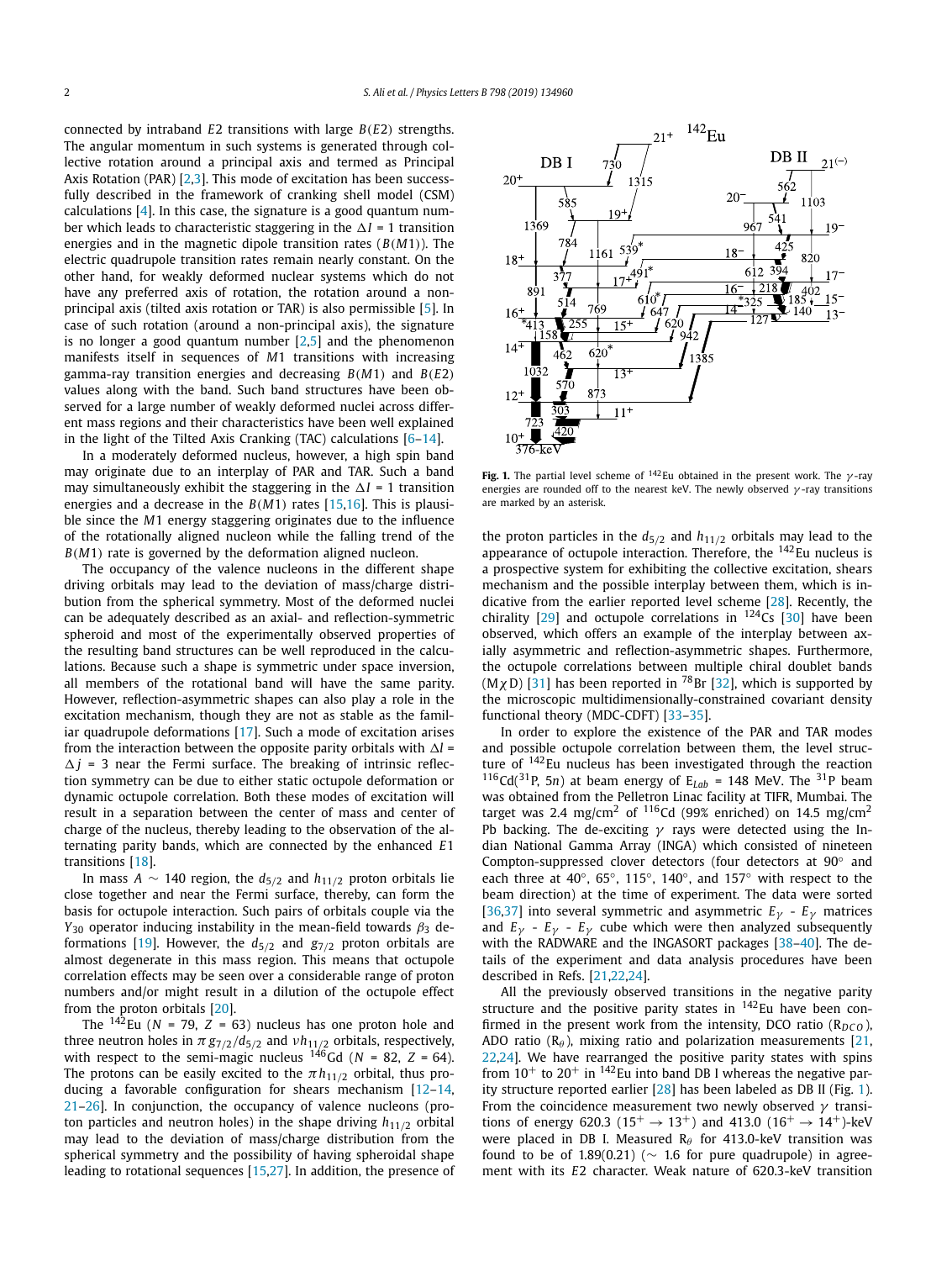connected by intraband E2 transitions with large $B(E2)$ strengths. The angular momentum in such systems is generated through collective rotation around a principal axis and termed as Principal Axis Rotation (PAR) [2,3]. This mode of excitation has been successfully described in the framework of cranking shell model (CSM) calculations [4]. In this case, the signature is a good quantum number which leads to characteristic staggering in the $\Delta I = 1$ transition energies and in the magnetic dipole transition rates ($B(M1)$). The electric quadrupole transition rates remain nearly constant. On the other hand, for weakly deformed nuclear systems which do not have any preferred axis of rotation, the rotation around a non-principal axis (tilted axis rotation or TAR) is also permissible [5]. In case of such rotation (around a non-principal axis), the signature is no longer a good quantum number [2,5] and the phenomenon manifests itself in sequences of M1 transitions with increasing gamma-ray transition energies and decreasing $B(M1)$ and $B(E2)$ values along with the band. Such band structures have been observed for a large number of weakly deformed nuclei across different mass regions and their characteristics have been well explained in the light of the Tilted Axis Cranking (TAC) calculations [6–14].

In a moderately deformed nucleus, however, a high spin band may originate due to an interplay of PAR and TAR. Such a band may simultaneously exhibit the staggering in the $\Delta I = 1$ transition energies and a decrease in the $B(M1)$ rates [15,16]. This is plausible since the M1 energy staggering originates due to the influence of the rotationally aligned nucleon while the falling trend of the $B(M1)$ rate is governed by the deformation aligned nucleon.

The occupancy of the valence nucleons in the different shape driving orbitals may lead to the deviation of mass/charge distribution from the spherical symmetry. Most of the deformed nuclei can be adequately described as an axial- and reflection-symmetric spheroid and most of the experimentally observed properties of the resulting band structures can be well reproduced in the calculations. Because such a shape is symmetric under space inversion, all members of the rotational band will have the same parity. However, reflection-asymmetric shapes can also play a role in the excitation mechanism, though they are not as stable as the familiar quadrupole deformations [17]. Such a mode of excitation arises from the interaction between the opposite parity orbitals with $\Delta l = \Delta j = 3$ near the Fermi surface. The breaking of intrinsic reflection symmetry can be due to either static octupole deformation or dynamic octupole correlation. Both these modes of excitation will result in a separation between the center of mass and center of charge of the nucleus, thereby leading to the observation of the alternating parity bands, which are connected by the enhanced E1 transitions [18].

In mass $A \sim 140$ region, the $d_{5/2}$ and $h_{11/2}$ proton orbitals lie close together and near the Fermi surface, thereby, can form the basis for octupole interaction. Such pairs of orbitals couple via the $Y_{30}$ operator inducing instability in the mean-field towards $\beta_3$ deformations [19]. However, the $d_{5/2}$ and $g_{7/2}$ proton orbitals are almost degenerate in this mass region. This means that octupole correlation effects may be seen over a considerable range of proton numbers and/or might result in a dilution of the octupole effect from the proton orbitals [20].

The $^{142}$Eu ($N = 79$, $Z = 63$) nucleus has one proton hole and three neutron holes in $\pi g_{7/2}/d_{5/2}$ and $\nu h_{11/2}$ orbitals, respectively, with respect to the semi-magic nucleus $^{146}$Gd ($N = 82$, $Z = 64$). The protons can be easily excited to the $\pi h_{11/2}$ orbital, thus producing a favorable configuration for shears mechanism [12–14, 21–26]. In conjunction, the occupancy of valence nucleons (proton particles and neutron holes) in the shape driving $h_{11/2}$ orbital may lead to the deviation of mass/charge distribution from the spherical symmetry and the possibility of having spheroidal shape leading to rotational sequences [15,27]. In addition, the presence of the proton particles in the $d_{5/2}$ and $h_{11/2}$ orbitals may lead to the appearance of octupole interaction. Therefore, the $^{142}$Eu nucleus is a prospective system for exhibiting the collective excitation, shears mechanism and the possible interplay between them, which is indicative from the earlier reported level scheme [28]. Recently, the chirality [29] and octupole correlations in $^{124}$Cs [30] have been observed, which offers an example of the interplay between axially asymmetric and reflection-asymmetric shapes. Furthermore, the octupole correlations between multiple chiral doublet bands (MχD) [31] has been reported in $^{78}$Br [32], which is supported by the microscopic multidimensionally-constrained covariant density functional theory (MDC-CDFT) [33–35].

Fig. 1. The partial level scheme of $^{142}$Eu obtained in the present work. The $\gamma$-ray energies are rounded off to the nearest keV. The newly observed $\gamma$-ray transitions are marked by an asterisk.

In order to explore the existence of the PAR and TAR modes and possible octupole correlation between them, the level structure of $^{142}$Eu nucleus has been investigated through the reaction $^{116}$Cd($^{31}$P, 5n) at beam energy of $E_{Lab}$ = 148 MeV. The $^{31}$P beam was obtained from the Pelletron Linac facility at TIFR, Mumbai. The target was 2.4 mg/cm$^2$ of $^{116}$Cd (99% enriched) on 14.5 mg/cm$^2$ Pb backing. The de-exciting $\gamma$ rays were detected using the Indian National Gamma Array (INGA) which consisted of nineteen Compton-suppressed clover detectors (four detectors at 90° and each three at 40°, 65°, 115°, 140°, and 157° with respect to the beam direction) at the time of experiment. The data were sorted [36,37] into several symmetric and asymmetric $E_\gamma$ - $E_\gamma$ matrices and $E_\gamma$ - $E_\gamma$ - $E_\gamma$ cube which were then analyzed subsequently with the RADWARE and the INGASORT packages [38–40]. The details of the experiment and data analysis procedures have been described in Refs. [21,22,24].

All the previously observed transitions in the negative parity structure and the positive parity states in $^{142}$Eu have been confirmed in the present work from the intensity, DCO ratio ($R_{DCO}$), ADO ratio ($R_\theta$), mixing ratio and polarization measurements [21, 22,24]. We have rearranged the positive parity states with spins from 10$^+$ to 20$^+$ in $^{142}$Eu into band DB I whereas the negative parity structure reported earlier [28] has been labeled as DB II (Fig. 1). From the coincidence measurement two newly observed $\gamma$ transitions of energy 620.3 (15$^+$ → 13$^+$) and 413.0 (16$^+$ → 14$^+$)-keV were placed in DB I. Measured $R_\theta$ for 413.0-keV transition was found to be of 1.89(0.21) (∼ 1.6 for pure quadrupole) in agreement with its E2 character. Weak nature of 620.3-keV transition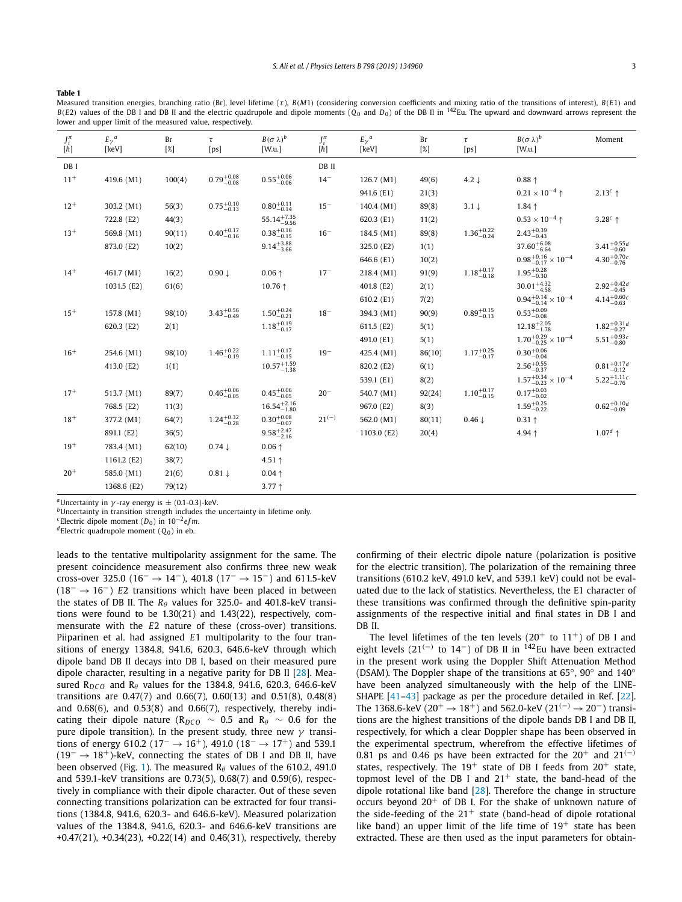**Table 1**

Measured transition energies, branching ratio (Br), level lifetime ($\tau$), $B(M1)$ (considering conversion coefficients and mixing ratio of the transitions of interest), $B(E1)$ and $B(E2)$ values of the DB I and DB II and the electric quadrupole and dipole moments ($Q_0$ and $D_0$) of the DB II in $^{142}$Eu. The upward and downward arrows represent the lower and upper limit of the measured value, respectively.

| $J_i^\pi$ [$\hbar$] | $E_\gamma$ [a] [keV] | Br [%] | $\tau$ [ps] | $B(\sigma\lambda)$ [b] [W.u.] | $J_i^\pi$ [$\hbar$] | $E_\gamma$ [a] [keV] | Br [%] | $\tau$ [ps] | $B(\sigma\lambda)$ [b] [W.u.] | Moment |
|---|---|---|---|---|---|---|---|---|---|---|
| DB I | | | | | DB II | | | | | |
| $11^+$ | 419.6 (M1) | 100(4) | $0.79^{+0.08}_{-0.08}$ | $0.55^{+0.06}_{-0.06}$ | $14^-$ | 126.7 (M1) | 49(6) | 4.2 ↓ | 0.88 ↑ | |
| | | | | | | 941.6 (E1) | 21(3) | | $0.21\times10^{-4}$ ↑ | $2.13^c$ ↑ |
| $12^+$ | 303.2 (M1) | 56(3) | $0.75^{+0.10}_{-0.13}$ | $0.80^{+0.11}_{-0.14}$ | $15^-$ | 140.4 (M1) | 89(8) | 3.1 ↓ | 1.84 ↑ | |
| | 722.8 (E2) | 44(3) | | $55.14^{+7.35}_{-9.56}$ | | 620.3 (E1) | 11(2) | | $0.53\times10^{-4}$ ↑ | $3.28^c$ ↑ |
| $13^+$ | 569.8 (M1) | 90(11) | $0.40^{+0.17}_{-0.16}$ | $0.38^{+0.16}_{-0.15}$ | $16^-$ | 184.5 (M1) | 89(8) | $1.36^{+0.22}_{-0.24}$ | $2.43^{+0.39}_{-0.43}$ | |
| | 873.0 (E2) | 10(2) | | $9.14^{+3.88}_{-3.66}$ | | 325.0 (E2) | 1(1) | | $37.60^{+6.08}_{-6.64}$ | $3.41^{+0.55d}_{-0.60}$ |
| | | | | | | 646.6 (E1) | 10(2) | | $0.98^{+0.16}_{-0.17}\times10^{-4}$ | $4.30^{+0.70c}_{-0.76}$ |
| $14^+$ | 461.7 (M1) | 16(2) | 0.90 ↓ | 0.06 ↑ | $17^-$ | 218.4 (M1) | 91(9) | $1.18^{+0.17}_{-0.18}$ | $1.95^{+0.28}_{-0.30}$ | |
| | 1031.5 (E2) | 61(6) | | 10.76 ↑ | | 401.8 (E2) | 2(1) | | $30.01^{+4.32}_{-4.58}$ | $2.92^{+0.42d}_{-0.45}$ |
| | | | | | | 610.2 (E1) | 7(2) | | $0.94^{+0.14}_{-0.14}\times10^{-4}$ | $4.14^{+0.60c}_{-0.63}$ |
| $15^+$ | 157.8 (M1) | 98(10) | $3.43^{+0.56}_{-0.49}$ | $1.50^{+0.24}_{-0.21}$ | $18^-$ | 394.3 (M1) | 90(9) | $0.89^{+0.15}_{-0.13}$ | $0.53^{+0.09}_{-0.08}$ | |
| | 620.3 (E2) | 2(1) | | $1.18^{+0.19}_{-0.17}$ | | 611.5 (E2) | 5(1) | | $12.18^{+2.05}_{-1.78}$ | $1.82^{+0.31d}_{-0.27}$ |
| | | | | | | 491.0 (E1) | 5(1) | | $1.70^{+0.29}_{-0.25}\times10^{-4}$ | $5.51^{+0.93c}_{-0.80}$ |
| $16^+$ | 254.6 (M1) | 98(10) | $1.46^{+0.22}_{-0.19}$ | $1.11^{+0.17}_{-0.15}$ | $19^-$ | 425.4 (M1) | 86(10) | $1.17^{+0.25}_{-0.17}$ | $0.30^{+0.06}_{-0.04}$ | |
| | 413.0 (E2) | 1(1) | | $10.57^{+1.59}_{-1.38}$ | | 820.2 (E2) | 6(1) | | $2.56^{+0.55}_{-0.37}$ | $0.81^{+0.17d}_{-0.12}$ |
| | | | | | | 539.1 (E1) | 8(2) | | $1.57^{+0.34}_{-0.23}\times10^{-4}$ | $5.22^{+1.11c}_{-0.76}$ |
| $17^+$ | 513.7 (M1) | 89(7) | $0.46^{+0.06}_{-0.05}$ | $0.45^{+0.06}_{-0.05}$ | $20^-$ | 540.7 (M1) | 92(24) | $1.10^{+0.17}_{-0.15}$ | $0.17^{+0.03}_{-0.02}$ | |
| | 768.5 (E2) | 11(3) | | $16.54^{+2.16}_{-1.80}$ | | 967.0 (E2) | 8(3) | | $1.59^{+0.25}_{-0.22}$ | $0.62^{+0.10d}_{-0.09}$ |
| $18^+$ | 377.2 (M1) | 64(7) | $1.24^{+0.32}_{-0.28}$ | $0.30^{+0.08}_{-0.07}$ | $21^{(-)}$ | 562.0 (M1) | 80(11) | 0.46 ↓ | 0.31 ↑ | |
| | 891.1 (E2) | 36(5) | | $9.58^{+2.47}_{-2.16}$ | | 1103.0 (E2) | 20(4) | | 4.94 ↑ | $1.07^d$ ↑ |
| $19^+$ | 783.4 (M1) | 62(10) | 0.74 ↓ | 0.06 ↑ | | | | | | |
| | 1161.2 (E2) | 38(7) | | 4.51 ↑ | | | | | | |
| $20^+$ | 585.0 (M1) | 21(6) | 0.81 ↓ | 0.04 ↑ | | | | | | |
| | 1368.6 (E2) | 79(12) | | 3.77 ↑ | | | | | | |

[a] Uncertainty in $\gamma$-ray energy is ± (0.1-0.3)-keV.
[b] Uncertainty in transition strength includes the uncertainty in lifetime only.
[c] Electric dipole moment ($D_0$) in $10^{-2} efm$.
[d] Electric quadrupole moment ($Q_0$) in eb.

leads to the tentative multipolarity assignment for the same. The present coincidence measurement also confirms three new weak cross-over 325.0 ($16^- \rightarrow 14^-$), 401.8 ($17^- \rightarrow 15^-$) and 611.5-keV ($18^- \rightarrow 16^-$) $E2$ transitions which have been placed in between the states of DB II. The $R_\theta$ values for 325.0- and 401.8-keV transitions were found to be 1.30(21) and 1.43(22), respectively, commensurate with the $E2$ nature of these (cross-over) transitions. Piiparinen et al. had assigned $E1$ multipolarity to the four transitions of energy 1384.8, 941.6, 620.3, 646.6-keV through which dipole band DB II decays into DB I, based on their measured pure dipole character, resulting in a negative parity for DB II [28]. Measured $R_{DCO}$ and $R_\theta$ values for the 1384.8, 941.6, 620.3, 646.6-keV transitions are 0.47(7) and 0.66(7), 0.60(13) and 0.51(8), 0.48(8) and 0.68(6), and 0.53(8) and 0.66(7), respectively, thereby indicating their dipole nature ($R_{DCO} \sim 0.5$ and $R_\theta \sim 0.6$ for the pure dipole transition). In the present study, three new $\gamma$ transitions of energy 610.2 ($17^- \rightarrow 16^+$), 491.0 ($18^- \rightarrow 17^+$) and 539.1 ($19^- \rightarrow 18^+$)-keV, connecting the states of DB I and DB II, have been observed (Fig. 1). The measured $R_\theta$ values of the 610.2, 491.0 and 539.1-keV transitions are 0.73(5), 0.68(7) and 0.59(6), respectively in compliance with their dipole character. Out of these seven connecting transitions polarization can be extracted for four transitions (1384.8, 941.6, 620.3- and 646.6-keV). Measured polarization values of the 1384.8, 941.6, 620.3- and 646.6-keV transitions are +0.47(21), +0.34(23), +0.22(14) and 0.46(31), respectively, thereby confirming of their electric dipole nature (polarization is positive for the electric transition). The polarization of the remaining three transitions (610.2 keV, 491.0 keV, and 539.1 keV) could not be evaluated due to the lack of statistics. Nevertheless, the E1 character of these transitions was confirmed through the definitive spin-parity assignments of the respective initial and final states in DB I and DB II.

The level lifetimes of the ten levels ($20^+$ to $11^+$) of DB I and eight levels ($21^{(-)}$ to $14^-$) of DB II in $^{142}$Eu have been extracted in the present work using the Doppler Shift Attenuation Method (DSAM). The Doppler shape of the transitions at 65°, 90° and 140° have been analyzed simultaneously with the help of the LINESHAPE [41–43] package as per the procedure detailed in Ref. [22]. The 1368.6-keV ($20^+ \rightarrow 18^+$) and 562.0-keV ($21^{(-)} \rightarrow 20^-$) transitions are the highest transitions of the dipole bands DB I and DB II, respectively, for which a clear Doppler shape has been observed in the experimental spectrum, wherefrom the effective lifetimes of 0.81 ps and 0.46 ps have been extracted for the $20^+$ and $21^{(-)}$ states, respectively. The $19^+$ state of DB I feeds from $20^+$ state, topmost level of the DB I and $21^+$ state, the band-head of the dipole rotational like band [28]. Therefore the change in structure occurs beyond $20^+$ of DB I. For the shake of unknown nature of the side-feeding of the $21^+$ state (band-head of dipole rotational like band) an upper limit of the life time of $19^+$ state has been extracted. These are then used as the input parameters for obtain-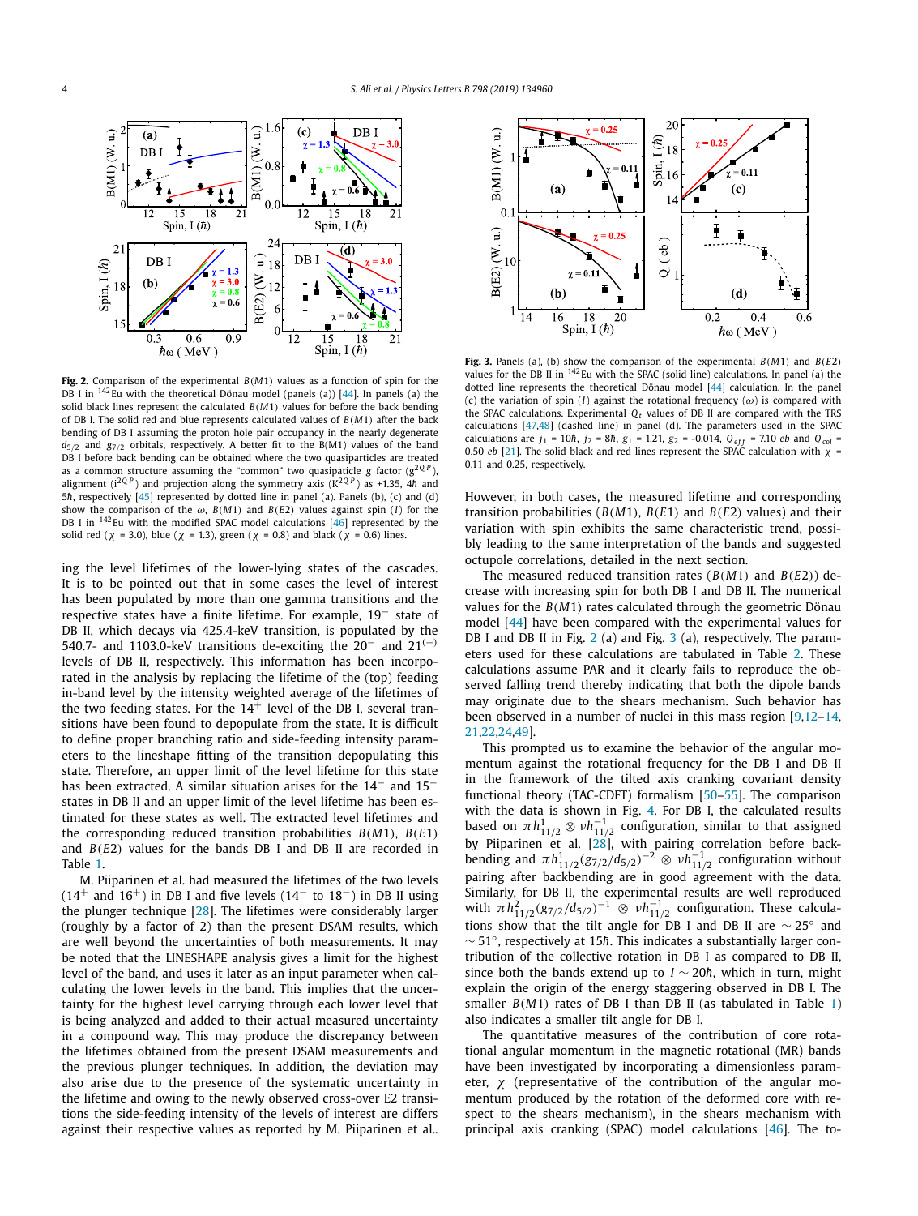**Fig. 2.** Comparison of the experimental $B(M1)$ values as a function of spin for the DB I in $^{142}$Eu with the theoretical Dönau model (panels (a)) [44]. In panels (a) the solid black lines represent the calculated $B(M1)$ values for before the back bending of DB I. The solid red and blue represents calculated values of $B(M1)$ after the back bending of DB I assuming the proton hole pair occupancy in the nearly degenerate $d_{5/2}$ and $g_{7/2}$ orbitals, respectively. A better fit to the B(M1) values of the band DB I before back bending can be obtained where the two quasiparticles are treated as a common structure assuming the "common" two quasiparticle $g$ factor ($g^{2QP}$), alignment ($i^{2QP}$) and projection along the symmetry axis ($K^{2QP}$) as +1.35, 4ħ and 5ħ, respectively [45] represented by dotted line in panel (a). Panels (b), (c) and (d) show the comparison of the ω, $B(M1)$ and $B(E2)$ values against spin ($I$) for the DB I in $^{142}$Eu with the modified SPAC model calculations [46] represented by the solid red (χ = 3.0), blue (χ = 1.3), green (χ = 0.8) and black (χ = 0.6) lines.

**Fig. 3.** Panels (a), (b) show the comparison of the experimental $B(M1)$ and $B(E2)$ values for the DB II with $^{142}$Eu with the SPAC (solid line) calculations. In panel (a) the dotted line represents the theoretical Dönau model [44] calculation. In the panel (c) the variation of spin ($I$) against the rotational frequency (ω) is compared with the SPAC calculations. Experimental $Q_t$ values of DB II are compared with the TRS calculations [47,48] (dashed line) in panel (d). The parameters used in the SPAC calculations are $j_1$ = 10ħ, $j_2$ = 8ħ, $g_1$ = 1.21, $g_2$ = -0.014, $Q_{eff}$ = 7.10 *eb* and $Q_{col}$ = 0.50 *eb* [21]. The solid black and red lines represent the SPAC calculation with χ = 0.11 and 0.25, respectively.

ing the level lifetimes of the lower-lying states of the cascades. It is to be pointed out that in some cases the level of interest has been populated by more than one gamma transitions and the respective states have a finite lifetime. For example, $19^-$ state of DB II, which decays via 425.4-keV transition, is populated by the 540.7- and 1103.0-keV transitions de-exciting the $20^-$ and $21^{(-)}$ levels of DB II, respectively. This information has been incorporated in the analysis by replacing the lifetime of the (top) feeding in-band level by the intensity weighted average of the lifetimes of the two feeding states. For the $14^+$ level of the DB I, several transitions have been found to depopulate from the state. It is difficult to define proper branching ratio and side-feeding intensity parameters to the lineshape fitting of the transition depopulating this state. Therefore, an upper limit of the level lifetime for this state has been extracted. A similar situation arises for the $14^-$ and $15^-$ states in DB II and an upper limit of the level lifetime has been estimated for these states as well. The extracted level lifetimes and the corresponding reduced transition probabilities $B(M1)$, $B(E1)$ and $B(E2)$ values for the bands DB I and DB II are recorded in Table 1.

M. Piiparinen et al. had measured the lifetimes of the two levels ($14^+$ and $16^+$) in DB I and five levels ($14^-$ to $18^-$) in DB II using the plunger technique [28]. The lifetimes were considerably larger (roughly by a factor of 2) than the present DSAM results, which are well beyond the uncertainties of both measurements. It may be noted that the LINESHAPE analysis gives a limit for the highest level of the band, and uses it later as an input parameter when calculating the lower levels in the band. This implies that the uncertainty for the highest level carrying through each lower level that is being analyzed and added to their actual measured uncertainty in a compound way. This may produce the discrepancy between the lifetimes obtained from the present DSAM measurements and the previous plunger techniques. In addition, the deviation may also arise due to the presence of the systematic uncertainty in the lifetime and owing to the newly observed cross-over E2 transitions the side-feeding intensity of the levels of interest are differs against their respective values as reported by M. Piiparinen et al.. However, in both cases, the measured lifetime and corresponding transition probabilities ($B(M1)$, $B(E1)$ and $B(E2)$ values) and their variation with spin exhibits the same characteristic trend, possibly leading to the same interpretation of the bands and suggested octupole correlations, detailed in the next section.

The measured reduced transition rates ($B(M1)$ and $B(E2)$) decrease with increasing spin for both DB I and DB II. The numerical values for the $B(M1)$ rates calculated through the geometric Dönau model [44] have been compared with the experimental values for DB I and DB II in Fig. 2 (a) and Fig. 3 (a), respectively. The parameters used for these calculations are tabulated in Table 2. These calculations assume PAR and it clearly fails to reproduce the observed falling trend thereby indicating that both the dipole bands may originate due to the shears mechanism. Such behavior has been observed in a number of nuclei in this mass region [9,12–14,21,22,24,49].

This prompted us to examine the behavior of the angular momentum against the rotational frequency for the DB I and DB II in the framework of the tilted axis cranking covariant density functional theory (TAC-CDFT) formalism [50–55]. The comparison with the data is shown in Fig. 4. For DB I, the calculated results based on $\pi h^1_{11/2} \otimes \nu h^{-1}_{11/2}$ configuration, similar to that assigned by Piiparinen et al. [28], with pairing correlation before back-bending and $\pi h^1_{11/2}(g_{7/2}/d_{5/2})^{-2} \otimes \nu h^{-1}_{11/2}$ configuration without pairing after backbending are in good agreement with the data. Similarly, for DB II, the experimental results are well reproduced with $\pi h^2_{11/2}(g_{7/2}/d_{5/2})^{-1} \otimes \nu h^{-1}_{11/2}$ configuration. These calculations show that the tilt angle for DB I and DB II are ∼ 25° and ∼ 51°, respectively at 15ħ. This indicates a substantially larger contribution of the collective rotation in DB I as compared to DB II, since both the bands extend up to $I$ ∼ 20ħ, which in turn, might explain the origin of the energy staggering observed in DB I. The smaller $B(M1)$ rates of DB I than DB II (as tabulated in Table 1) also indicates a smaller tilt angle for DB I.

The quantitative measures of the contribution of core rotational angular momentum in the magnetic rotational (MR) bands have been investigated by incorporating a dimensionless parameter, χ (representative of the contribution of the angular momentum produced by the rotation of the deformed core with respect to the shears in the shears mechanism), in the shears mechanism with principal axis cranking (SPAC) model calculations [46]. The to-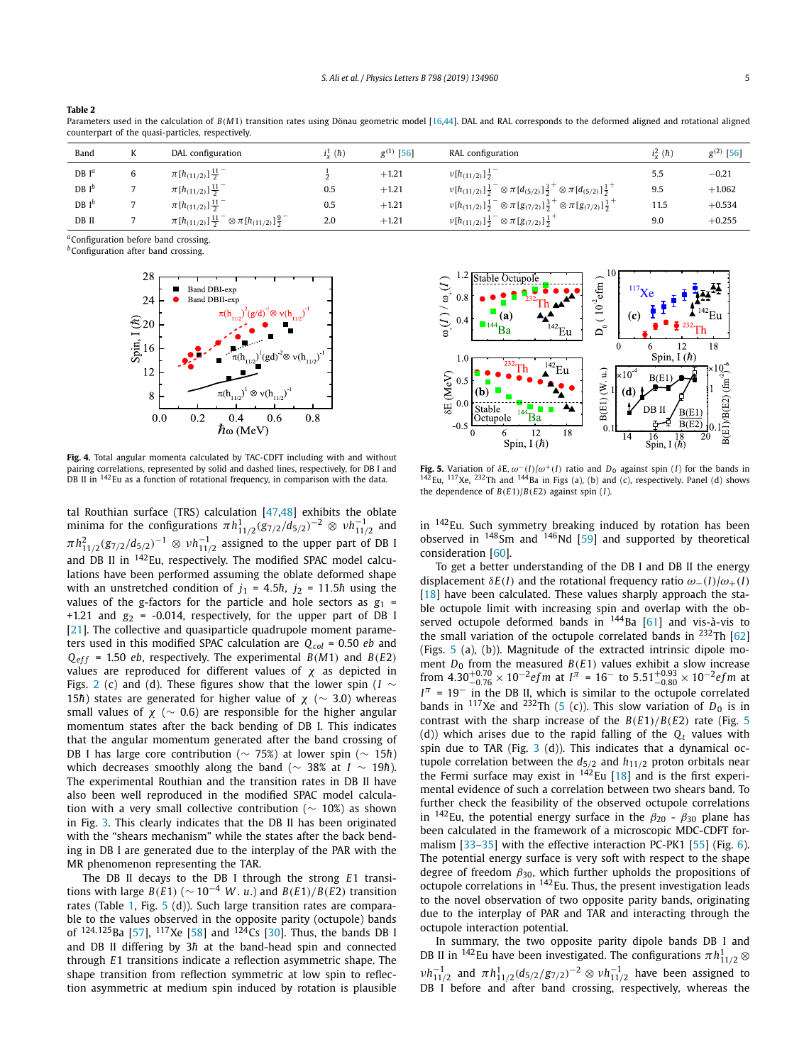**Table 2**
Parameters used in the calculation of $B(M1)$ transition rates using Dönau geometric model [16,44]. DAL and RAL corresponds to the deformed aligned and rotational aligned counterpart of the quasi-particles, respectively.

| Band | K | DAL configuration | $i_x^1$ ($\hbar$) | $g^{(1)}$ [56] | RAL configuration | $i_x^2$ ($\hbar$) | $g^{(2)}$ [56] |
|---|---|---|---|---|---|---|---|
| DB I[a] | 6 | $\pi[h_{(11/2)}]\frac{11}{2}^-$ | $\frac{1}{2}$ | +1.21 | $\nu[h_{(11/2)}]\frac{1}{2}^-$ | 5.5 | −0.21 |
| DB I[b] | 7 | $\pi[h_{(11/2)}]\frac{11}{2}^-$ | 0.5 | +1.21 | $\nu[h_{(11/2)}]\frac{1}{2}^- \otimes \pi[d_{(5/2)}]\frac{3}{2}^+ \otimes \pi[d_{(5/2)}]\frac{1}{2}^+$ | 9.5 | +1.062 |
| DB I[b] | 7 | $\pi[h_{(11/2)}]\frac{11}{2}^-$ | 0.5 | +1.21 | $\nu[h_{(11/2)}]\frac{1}{2}^- \otimes \pi[g_{(7/2)}]\frac{3}{2}^+ \otimes \pi[g_{(7/2)}]\frac{1}{2}^+$ | 11.5 | +0.534 |
| DB II | 7 | $\pi[h_{(11/2)}]\frac{11}{2}^- \otimes \pi[h_{(11/2)}]\frac{9}{2}^-$ | 2.0 | +1.21 | $\nu[h_{(11/2)}]\frac{1}{2}^- \otimes \pi[g_{(7/2)}]\frac{1}{2}^+$ | 9.0 | +0.255 |

[a]Configuration before band crossing.
[b]Configuration after band crossing.

**Fig. 4.** Total angular momenta calculated by TAC-CDFT including with and without pairing correlations, represented by solid and dashed lines, respectively, for DB I and DB II in $^{142}$Eu as a function of rotational frequency, in comparison with the data.

**Fig. 5.** Variation of $\delta E$, $\omega^-(I)/\omega^+(I)$ ratio and $D_0$ against spin ($I$) for the bands in $^{142}$Eu, $^{117}$Xe, $^{232}$Th and $^{144}$Ba in Figs (a), (b) and (c), respectively. Panel (d) shows the dependence of $B(E1)/B(E2)$ against spin ($I$).

tal Routhian surface (TRS) calculation [47,48] exhibits the oblate minima for the configurations $\pi h^1_{11/2}(g_{7/2}/d_{5/2})^{-2} \otimes \nu h^{-1}_{11/2}$ and $\pi h^2_{11/2}(g_{7/2}/d_{5/2})^{-1} \otimes \nu h^{-1}_{11/2}$ assigned to the upper part of DB I and DB II in $^{142}$Eu, respectively. The modified SPAC model calculations have been performed assuming the oblate deformed shape with an unstretched condition of $j_1 = 4.5\hbar$, $j_2 = 11.5\hbar$ using the values of the g-factors for the particle and hole sectors as $g_1 = +1.21$ and $g_2 = -0.014$, respectively, for the upper part of DB I [21]. The collective and quasiparticle quadrupole moment parameters used in this modified SPAC calculation are $Q_{col} = 0.50$ $eb$ and $Q_{eff} = 1.50$ $eb$, respectively. The experimental $B(M1)$ and $B(E2)$ values are reproduced for different values of $\chi$ as depicted in Figs. 2 (c) and (d). These figures show that the lower spin ($I \sim 15\hbar$) states are generated for higher value of $\chi$ ($\sim 3.0$) whereas small values of $\chi$ ($\sim 0.6$) are responsible for the higher angular momentum states after the back bending of DB I. This indicates that the angular momentum generated after the band crossing of DB I has large core contribution ($\sim 75\%$) at lower spin ($\sim 15\hbar$) which decreases smoothly along the band ($\sim 38\%$ at $I \sim 19\hbar$). The experimental Routhian and the transition rates in DB II have also been well reproduced in the modified SPAC model calculation with a very small collective contribution ($\sim 10\%$) as shown in Fig. 3. This clearly indicates that the DB II has been originated with the "shears mechanism" while the states after the back bending in DB I are generated due to the interplay of the PAR with the MR phenomenon representing the TAR.

The DB II decays to the DB I through the strong $E1$ transitions with large $B(E1)$ ($\sim 10^{-4}$ $W.u.$) and $B(E1)/B(E2)$ transition rates (Table 1, Fig. 5 (d)). Such large transition rates are comparable to the values observed in the opposite parity (octupole) bands of $^{124,125}$Ba [57], $^{117}$Xe [58] and $^{124}$Cs [30]. Thus, the bands DB I and DB II differing by $3\hbar$ at the band-head spin and connected through $E1$ transitions indicate a reflection asymmetric shape. The shape transition from reflection symmetric at low spin to reflection asymmetric at medium spin induced by rotation is plausible in $^{142}$Eu. Such symmetry breaking induced by rotation has been observed in $^{148}$Sm and $^{146}$Nd [59] and supported by theoretical consideration [60].

To get a better understanding of the DB I and DB II the energy displacement $\delta E(I)$ and the rotational frequency ratio $\omega_-(I)/\omega_+(I)$ [18] have been calculated. These values sharply approach the stable octupole limit with increasing spin and overlap with the observed octupole deformed bands in $^{144}$Ba [61] and vis-à-vis to the small variation of the octupole correlated bands in $^{232}$Th [62] (Figs. 5 (a), (b)). Magnitude of the extracted intrinsic dipole moment $D_0$ from the measured $B(E1)$ values exhibit a slow increase from $4.30^{+0.70}_{-0.76} \times 10^{-2} efm$ at $I^\pi = 16^-$ to $5.51^{+0.93}_{-0.80} \times 10^{-2} efm$ at $I^\pi = 19^-$ in the DB II, which is similar to the octupole correlated bands in $^{117}$Xe and $^{232}$Th (5 (c)). This slow variation of $D_0$ is in contrast with the sharp increase of the $B(E1)/B(E2)$ rate (Fig. 5 (d)) which arises due to the rapid falling of the $Q_t$ values with spin due to TAR (Fig. 3 (d)). This indicates that a dynamical octupole correlation between the $d_{5/2}$ and $h_{11/2}$ proton orbitals near the Fermi surface may exist in $^{142}$Eu [18] and is the first experimental evidence of such a correlation between two shears band. To further check the feasibility of the observed octupole correlations in $^{142}$Eu, the potential energy surface in the $\beta_{20}$ - $\beta_{30}$ plane has been calculated in the framework of a microscopic MDC-CDFT formalism [33–35] with the effective interaction PC-PK1 [55] (Fig. 6). The potential energy surface is very soft with respect to the shape degree of freedom $\beta_{30}$, which further upholds the propositions of octupole correlations in $^{142}$Eu. Thus, the present investigation leads to the novel observation of two opposite parity bands, originating due to the interplay of PAR and TAR and interacting through the octupole interaction potential.

In summary, the two opposite parity dipole bands DB I and DB II in $^{142}$Eu have been investigated. The configurations $\pi h^1_{11/2} \otimes \nu h^{-1}_{11/2}$ and $\pi h^1_{11/2}(d_{5/2}/g_{7/2})^{-2} \otimes \nu h^{-1}_{11/2}$ have been assigned to DB I before and after band crossing, respectively, whereas the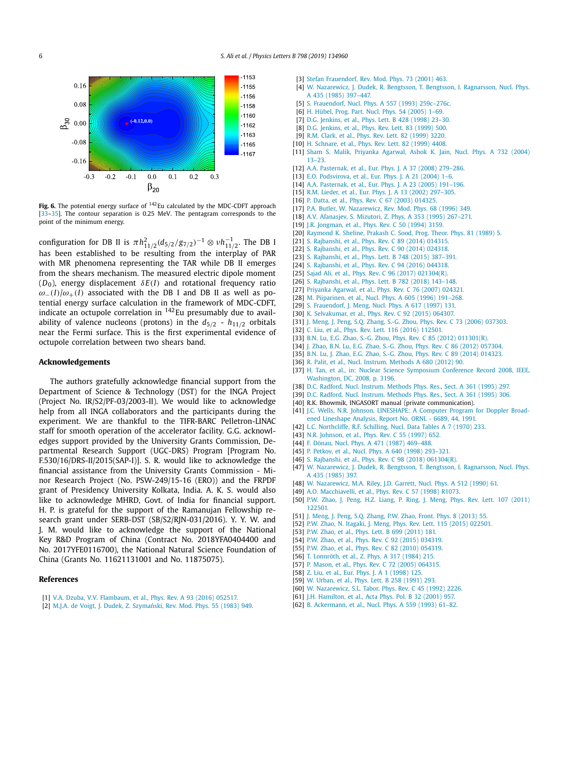0.16
0.08
$\beta_{30}$ 0.00
-0.08
-0.16
-0.3 -0.2 -0.1 0.0 0.1 0.2 0.3
$\beta_{20}$
(-0.12,0.0)
-1153
-1155
-1156
-1158
-1160
-1162
-1163
-1165
-1167

**Fig. 6.** The potential energy surface of $^{142}$Eu calculated by the MDC-CDFT approach [33–35]. The contour separation is 0.25 MeV. The pentagram corresponds to the point of the minimum energy.

configuration for DB II is $\pi h^2_{11/2}(d_{5/2}/g_{7/2})^{-1} \otimes \nu h^{-1}_{11/2}$. The DB I has been established to be resulting from the interplay of PAR with MR phenomena representing the TAR while DB II emerges from the shears mechanism. The measured electric dipole moment ($D_0$), energy displacement $\delta E(I)$ and rotational frequency ratio $\omega_-(I)/\omega_+(I)$ associated with the DB I and DB II as well as potential energy surface calculation in the framework of MDC-CDFT, indicate an octupole correlation in $^{142}$Eu presumably due to availability of valence nucleons (protons) in the $d_{5/2}$ - $h_{11/2}$ orbitals near the Fermi surface. This is the first experimental evidence of octupole correlation between two shears band.

## Acknowledgements

The authors gratefully acknowledge financial support from the Department of Science & Technology (DST) for the INGA Project (Project No. IR/S2/PF-03/2003-II). We would like to acknowledge help from all INGA collaborators and the participants during the experiment. We are thankful to the TIFR-BARC Pelletron-LINAC staff for smooth operation of the accelerator facility. G.G. acknowledges support provided by the University Grants Commission, Departmental Research Support (UGC-DRS) Program [Program No. F.530/16/DRS-II/2015(SAP-I)]. S. R. would like to acknowledge the financial assistance from the University Grants Commission - Minor Research Project (No. PSW-249/15-16 (ERO)) and the FRPDF grant of Presidency University Kolkata, India. A. K. S. would also like to acknowledge MHRD, Govt. of India for financial support. H. P. is grateful for the support of the Ramanujan Fellowship research grant under SERB-DST (SB/S2/RJN-031/2016). Y. Y. W. and J. M. would like to acknowledge the support of the National Key R&D Program of China (Contract No. 2018YFA0404400 and No. 2017YFE0116700), the National Natural Science Foundation of China (Grants No. 11621131001 and No. 11875075).

## References

[1] V.A. Dzuba, V.V. Flambaum, et al., Phys. Rev. A 93 (2016) 052517.
[2] M.J.A. de Voigt, J. Dudek, Z. Szymański, Rev. Mod. Phys. 55 (1983) 949.
[3] Stefan Frauendorf, Rev. Mod. Phys. 73 (2001) 463.
[4] W. Nazarewicz, J. Dudek, R. Bengtsson, T. Bengtsson, I. Ragnarsson, Nucl. Phys. A 435 (1985) 397–447.
[5] S. Frauendorf, Nucl. Phys. A 557 (1993) 259c–276c.
[6] H. Hübel, Prog. Part. Nucl. Phys. 54 (2005) 1–69.
[7] D.G. Jenkins, et al., Phys. Lett. B 428 (1998) 23–30.
[8] D.G. Jenkins, et al., Phys. Rev. Lett. 83 (1999) 500.
[9] R.M. Clark, et al., Phys. Rev. Lett. 82 (1999) 3220.
[10] H. Schnare, et al., Phys. Rev. Lett. 82 (1999) 4408.
[11] Sham S. Malik, Priyanka Agarwal, Ashok K. Jain, Nucl. Phys. A 732 (2004) 13–23.
[12] A.A. Pasternak, et al., Eur. Phys. J. A 37 (2008) 279–286.
[13] E.O. Podsvirova, et al., Eur. Phys. J. A 21 (2004) 1–6.
[14] A.A. Pasternak, et al., Eur. Phys. J. A 23 (2005) 191–196.
[15] R.M. Lieder, et al., Eur. Phys. J. A 13 (2002) 297–305.
[16] P. Datta, et al., Phys. Rev. C 67 (2003) 014325.
[17] P.A. Butler, W. Nazarewicz, Rev. Mod. Phys. 68 (1996) 349.
[18] A.V. Afanasjev, S. Mizutori, Z. Phys. A 353 (1995) 267–271.
[19] J.R. Jongman, et al., Phys. Rev. C 50 (1994) 3159.
[20] Raymond K. Sheline, Prakash C. Sood, Prog. Theor. Phys. 81 (1989) 5.
[21] S. Rajbanshi, et al., Phys. Rev. C 89 (2014) 014315.
[22] S. Rajbanshi, et al., Phys. Rev. C 90 (2014) 024318.
[23] S. Rajbanshi, et al., Phys. Lett. B 748 (2015) 387–391.
[24] S. Rajbanshi, et al., Phys. Rev. C 94 (2016) 044318.
[25] Sajad Ali, et al., Phys. Rev. C 96 (2017) 021304(R).
[26] S. Rajbanshi, et al., Phys. Lett. B 782 (2018) 143–148.
[27] Priyanka Agarwal, et al., Phys. Rev. C 76 (2007) 024321.
[28] M. Piiparinen, et al., Nucl. Phys. A 605 (1996) 191–268.
[29] S. Frauendorf, J. Meng, Nucl. Phys. A 617 (1997) 131.
[30] K. Selvakumar, et al., Phys. Rev. C 92 (2015) 064307.
[31] J. Meng, J. Peng, S.Q. Zhang, S.-G. Zhou, Phys. Rev. C 73 (2006) 037303.
[32] C. Liu, et al., Phys. Rev. Lett. 116 (2016) 112501.
[33] B.N. Lu, E.G. Zhao, S.-G. Zhou, Phys. Rev. C 85 (2012) 011301(R).
[34] J. Zhao, B.N. Lu, E.G. Zhao, S.-G. Zhou, Phys. Rev. C 86 (2012) 057304.
[35] B.N. Lu, J. Zhao, E.G. Zhao, S.-G. Zhou, Phys. Rev. C 89 (2014) 014323.
[36] R. Palit, et al., Nucl. Instrum. Methods A 680 (2012) 90.
[37] H. Tan, et al., in: Nuclear Science Symposium Conference Record 2008, IEEE, Washington, DC, 2008, p. 3196.
[38] D.C. Radford, Nucl. Instrum. Methods Phys. Res., Sect. A 361 (1995) 297.
[39] D.C. Radford, Nucl. Instrum. Methods Phys. Res., Sect. A 361 (1995) 306.
[40] R.K. Bhowmik, INGASORT manual (private communication).
[41] J.C. Wells, N.R. Johnson, LINESHAPE: A Computer Program for Doppler Broadened Lineshape Analysis, Report No. ORNL - 6689, 44, 1991.
[42] L.C. Northcliffe, R.F. Schilling, Nucl. Data Tables A 7 (1970) 233.
[43] N.R. Johnson, et al., Phys. Rev. C 55 (1997) 652.
[44] F. Dönau, Nucl. Phys. A 471 (1987) 469–488.
[45] P. Petkov, et al., Nucl. Phys. A 640 (1998) 293–321.
[46] S. Rajbanshi, et al., Phys. Rev. C 98 (2018) 061304(R).
[47] W. Nazarewicz, J. Dudek, R. Bengtsson, T. Bengtsson, I. Ragnarsson, Nucl. Phys. A 435 (1985) 397.
[48] W. Nazarewicz, M.A. Riley, J.D. Garrett, Nucl. Phys. A 512 (1990) 61.
[49] A.O. Macchiavelli, et al., Phys. Rev. C 57 (1998) R1073.
[50] P.W. Zhao, J. Peng, H.Z. Liang, P. Ring, J. Meng, Phys. Rev. Lett. 107 (2011) 122501.
[51] J. Meng, J. Peng, S.Q. Zhang, P.W. Zhao, Front. Phys. 8 (2013) 55.
[52] P.W. Zhao, N. Itagaki, J. Meng, Phys. Rev. Lett. 115 (2015) 022501.
[53] P.W. Zhao, et al., Phys. Lett. B 699 (2011) 181.
[54] P.W. Zhao, et al., Phys. Rev. C 92 (2015) 034319.
[55] P.W. Zhao, et al., Phys. Rev. C 82 (2010) 054319.
[56] T. Lönnröth, et al., Z. Phys. A 317 (1984) 215.
[57] P. Mason, et al., Phys. Rev. C 72 (2005) 064315.
[58] Z. Liu, et al., Eur. Phys. J. A 1 (1998) 125.
[59] W. Urban, et al., Phys. Lett. B 258 (1991) 293.
[60] W. Nazarewicz, S.L. Tabor, Phys. Rev. C 45 (1992) 2226.
[61] J.H. Hamilton, et al., Acta Phys. Pol. B 32 (2001) 957.
[62] B. Ackermann, et al., Nucl. Phys. A 559 (1993) 61–82.